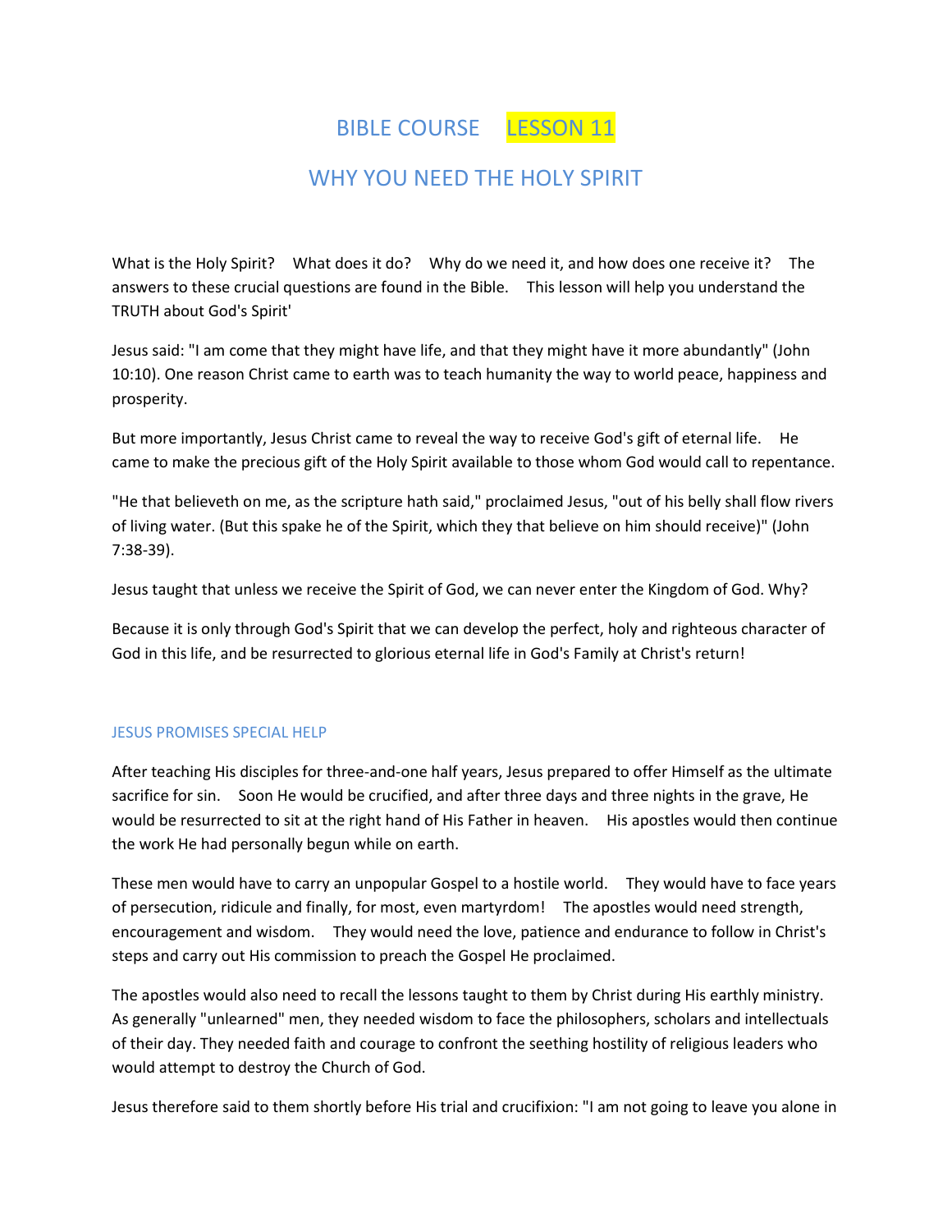# BIBLE COURSE LESSON 11

## WHY YOU NEED THE HOLY SPIRIT

What is the Holy Spirit? What does it do? Why do we need it, and how does one receive it? The answers to these crucial questions are found in the Bible. This lesson will help you understand the TRUTH about God's Spirit'

Jesus said: "I am come that they might have life, and that they might have it more abundantly" (John 10:10). One reason Christ came to earth was to teach humanity the way to world peace, happiness and prosperity.

But more importantly, Jesus Christ came to reveal the way to receive God's gift of eternal life. He came to make the precious gift of the Holy Spirit available to those whom God would call to repentance.

"He that believeth on me, as the scripture hath said," proclaimed Jesus, "out of his belly shall flow rivers of living water. (But this spake he of the Spirit, which they that believe on him should receive)" (John 7:38-39).

Jesus taught that unless we receive the Spirit of God, we can never enter the Kingdom of God. Why?

Because it is only through God's Spirit that we can develop the perfect, holy and righteous character of God in this life, and be resurrected to glorious eternal life in God's Family at Christ's return!

### JESUS PROMISES SPECIAL HELP

After teaching His disciples for three-and-one half years, Jesus prepared to offer Himself as the ultimate sacrifice for sin. Soon He would be crucified, and after three days and three nights in the grave, He would be resurrected to sit at the right hand of His Father in heaven. His apostles would then continue the work He had personally begun while on earth.

These men would have to carry an unpopular Gospel to a hostile world. They would have to face years of persecution, ridicule and finally, for most, even martyrdom! The apostles would need strength, encouragement and wisdom. They would need the love, patience and endurance to follow in Christ's steps and carry out His commission to preach the Gospel He proclaimed.

The apostles would also need to recall the lessons taught to them by Christ during His earthly ministry. As generally "unlearned" men, they needed wisdom to face the philosophers, scholars and intellectuals of their day. They needed faith and courage to confront the seething hostility of religious leaders who would attempt to destroy the Church of God.

Jesus therefore said to them shortly before His trial and crucifixion: "I am not going to leave you alone in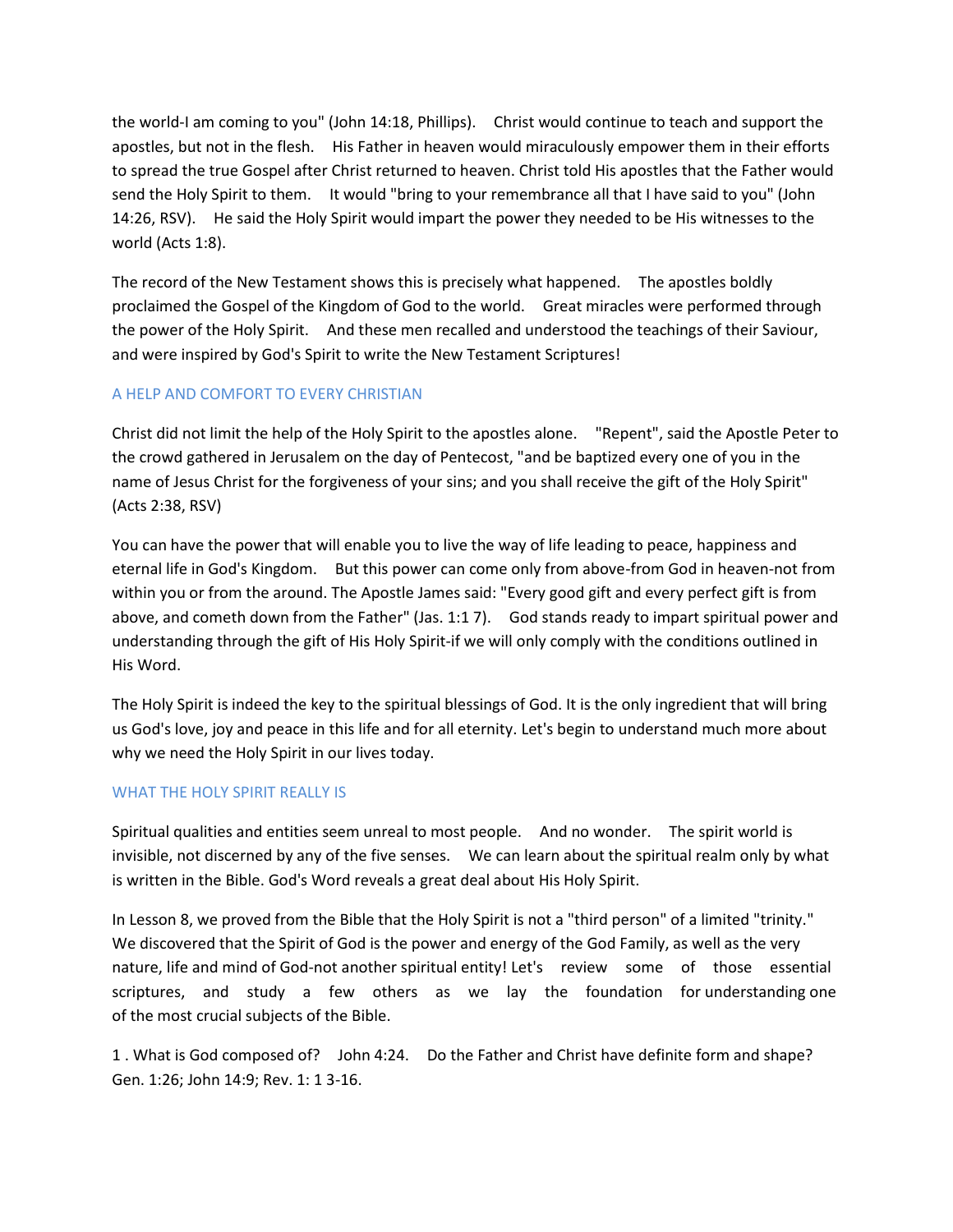the world-I am coming to you" (John 14:18, Phillips). Christ would continue to teach and support the apostles, but not in the flesh. His Father in heaven would miraculously empower them in their efforts to spread the true Gospel after Christ returned to heaven. Christ told His apostles that the Father would send the Holy Spirit to them. It would "bring to your remembrance all that I have said to you" (John 14:26, RSV). He said the Holy Spirit would impart the power they needed to be His witnesses to the world (Acts 1:8).

The record of the New Testament shows this is precisely what happened. The apostles boldly proclaimed the Gospel of the Kingdom of God to the world. Great miracles were performed through the power of the Holy Spirit. And these men recalled and understood the teachings of their Saviour, and were inspired by God's Spirit to write the New Testament Scriptures!

## A HELP AND COMFORT TO EVERY CHRISTIAN

Christ did not limit the help of the Holy Spirit to the apostles alone. "Repent", said the Apostle Peter to the crowd gathered in Jerusalem on the day of Pentecost, "and be baptized every one of you in the name of Jesus Christ for the forgiveness of your sins; and you shall receive the gift of the Holy Spirit" (Acts 2:38, RSV)

You can have the power that will enable you to live the way of life leading to peace, happiness and eternal life in God's Kingdom. But this power can come only from above-from God in heaven-not from within you or from the around. The Apostle James said: "Every good gift and every perfect gift is from above, and cometh down from the Father" (Jas. 1:1 7). God stands ready to impart spiritual power and understanding through the gift of His Holy Spirit-if we will only comply with the conditions outlined in His Word.

The Holy Spirit is indeed the key to the spiritual blessings of God. It is the only ingredient that will bring us God's love, joy and peace in this life and for all eternity. Let's begin to understand much more about why we need the Holy Spirit in our lives today.

## WHAT THE HOLY SPIRIT REALLY IS

Spiritual qualities and entities seem unreal to most people. And no wonder. The spirit world is invisible, not discerned by any of the five senses. We can learn about the spiritual realm only by what is written in the Bible. God's Word reveals a great deal about His Holy Spirit.

In Lesson 8, we proved from the Bible that the Holy Spirit is not a "third person" of a limited "trinity." We discovered that the Spirit of God is the power and energy of the God Family, as well as the very nature, life and mind of God-not another spiritual entity! Let's review some of those essential scriptures, and study a few others as we lay the foundation for understanding one of the most crucial subjects of the Bible.

1 . What is God composed of? John 4:24. Do the Father and Christ have definite form and shape? Gen. 1:26; John 14:9; Rev. 1: 1 3-16.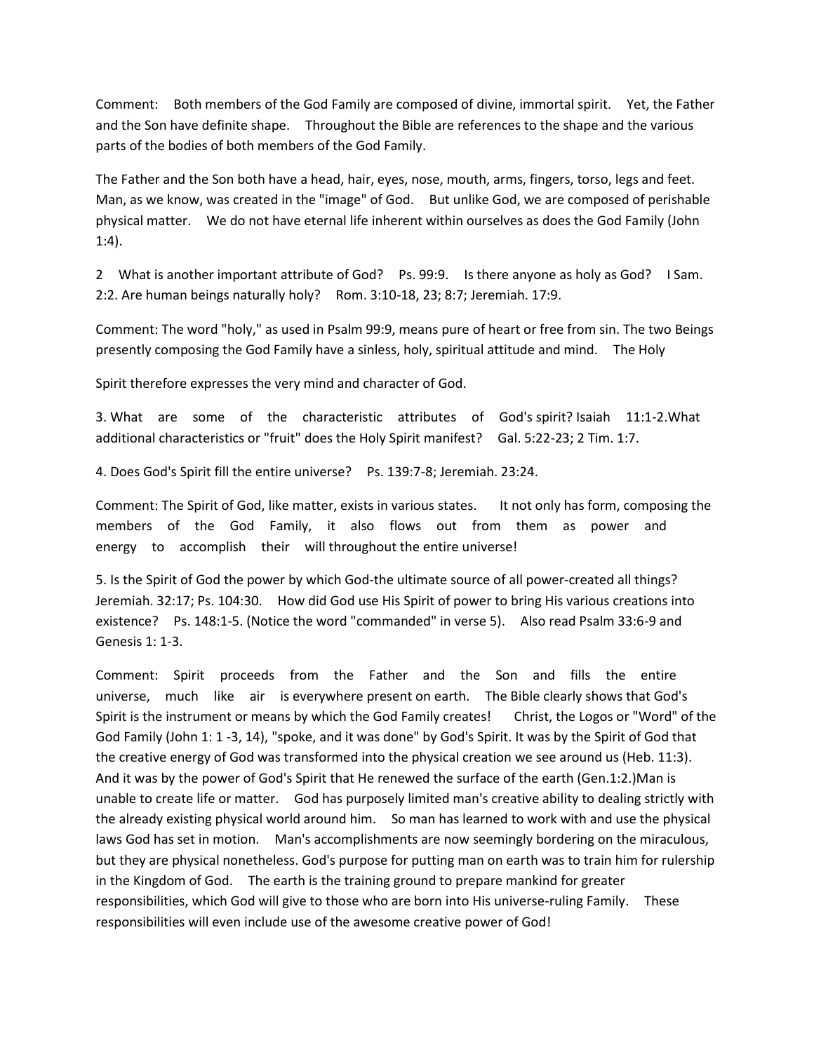Comment: Both members of the God Family are composed of divine, immortal spirit. Yet, the Father and the Son have definite shape. Throughout the Bible are references to the shape and the various parts of the bodies of both members of the God Family.

The Father and the Son both have a head, hair, eyes, nose, mouth, arms, fingers, torso, legs and feet. Man, as we know, was created in the "image" of God. But unlike God, we are composed of perishable physical matter. We do not have eternal life inherent within ourselves as does the God Family (John 1:4).

2 What is another important attribute of God? Ps. 99:9. Is there anyone as holy as God? I Sam. 2:2. Are human beings naturally holy? Rom. 3:10-18, 23; 8:7; Jeremiah. 17:9.

Comment: The word "holy," as used in Psalm 99:9, means pure of heart or free from sin. The two Beings presently composing the God Family have a sinless, holy, spiritual attitude and mind. The Holy

Spirit therefore expresses the very mind and character of God.

3. What are some of the characteristic attributes of God's spirit? Isaiah 11:1-2.What additional characteristics or "fruit" does the Holy Spirit manifest? Gal. 5:22-23; 2 Tim. 1:7.

4. Does God's Spirit fill the entire universe? Ps. 139:7-8; Jeremiah. 23:24.

Comment: The Spirit of God, like matter, exists in various states. It not only has form, composing the members of the God Family, it also flows out from them as power and energy to accomplish their will throughout the entire universe!

5. Is the Spirit of God the power by which God-the ultimate source of all power-created all things? Jeremiah. 32:17; Ps. 104:30. How did God use His Spirit of power to bring His various creations into existence? Ps. 148:1-5. (Notice the word "commanded" in verse 5). Also read Psalm 33:6-9 and Genesis 1: 1-3.

Comment: Spirit proceeds from the Father and the Son and fills the entire universe, much like air is everywhere present on earth. The Bible clearly shows that God's Spirit is the instrument or means by which the God Family creates! Christ, the Logos or "Word" of the God Family (John 1: 1 -3, 14), "spoke, and it was done" by God's Spirit. It was by the Spirit of God that the creative energy of God was transformed into the physical creation we see around us (Heb. 11:3). And it was by the power of God's Spirit that He renewed the surface of the earth (Gen.1:2.)Man is unable to create life or matter. God has purposely limited man's creative ability to dealing strictly with the already existing physical world around him. So man has learned to work with and use the physical laws God has set in motion. Man's accomplishments are now seemingly bordering on the miraculous, but they are physical nonetheless. God's purpose for putting man on earth was to train him for rulership in the Kingdom of God. The earth is the training ground to prepare mankind for greater responsibilities, which God will give to those who are born into His universe-ruling Family. These responsibilities will even include use of the awesome creative power of God!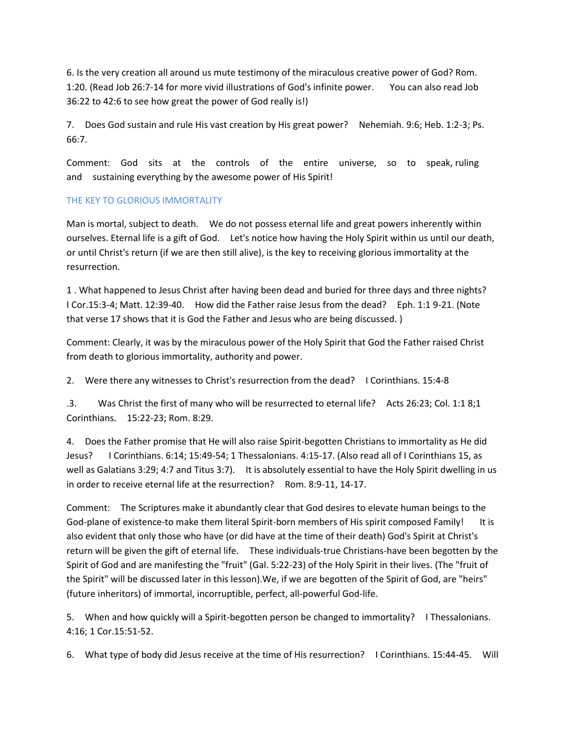6. Is the very creation all around us mute testimony of the miraculous creative power of God? Rom. 1:20. (Read Job 26:7-14 for more vivid illustrations of God's infinite power. You can also read Job 36:22 to 42:6 to see how great the power of God really is!)

7. Does God sustain and rule His vast creation by His great power? Nehemiah. 9:6; Heb. 1:2-3; Ps. 66:7.

Comment: God sits at the controls of the entire universe, so to speak, ruling and sustaining everything by the awesome power of His Spirit!

## THE KEY TO GLORIOUS IMMORTALITY

Man is mortal, subject to death. We do not possess eternal life and great powers inherently within ourselves. Eternal life is a gift of God. Let's notice how having the Holy Spirit within us until our death, or until Christ's return (if we are then still alive), is the key to receiving glorious immortality at the resurrection.

1 . What happened to Jesus Christ after having been dead and buried for three days and three nights? I Cor.15:3-4; Matt. 12:39-40. How did the Father raise Jesus from the dead? Eph. 1:1 9-21. (Note that verse 17 shows that it is God the Father and Jesus who are being discussed. )

Comment: Clearly, it was by the miraculous power of the Holy Spirit that God the Father raised Christ from death to glorious immortality, authority and power.

2. Were there any witnesses to Christ's resurrection from the dead? I Corinthians. 15:4-8

.3. Was Christ the first of many who will be resurrected to eternal life? Acts 26:23; Col. 1:1 8;1 Corinthians. 15:22-23; Rom. 8:29.

4. Does the Father promise that He will also raise Spirit-begotten Christians to immortality as He did Jesus? I Corinthians. 6:14; 15:49-54; 1 Thessalonians. 4:15-17. (Also read all of I Corinthians 15, as well as Galatians 3:29; 4:7 and Titus 3:7). It is absolutely essential to have the Holy Spirit dwelling in us in order to receive eternal life at the resurrection? Rom. 8:9-11, 14-17.

Comment: The Scriptures make it abundantly clear that God desires to elevate human beings to the God-plane of existence-to make them literal Spirit-born members of His spirit composed Family! It is also evident that only those who have (or did have at the time of their death) God's Spirit at Christ's return will be given the gift of eternal life. These individuals-true Christians-have been begotten by the Spirit of God and are manifesting the "fruit" (Gal. 5:22-23) of the Holy Spirit in their lives. (The "fruit of the Spirit" will be discussed later in this lesson).We, if we are begotten of the Spirit of God, are "heirs" (future inheritors) of immortal, incorruptible, perfect, all-powerful God-life.

5. When and how quickly will a Spirit-begotten person be changed to immortality? I Thessalonians. 4:16; 1 Cor.15:51-52.

6. What type of body did Jesus receive at the time of His resurrection? I Corinthians. 15:44-45. Will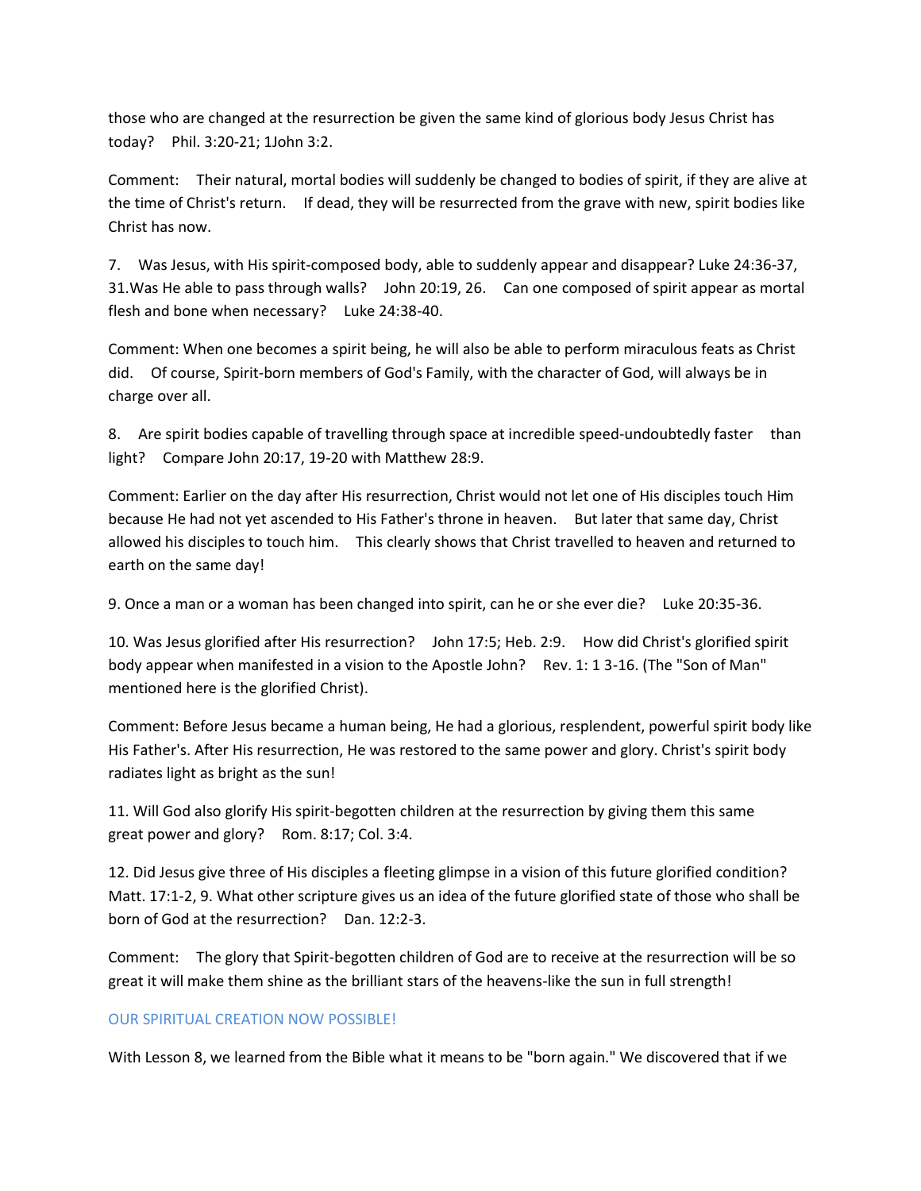those who are changed at the resurrection be given the same kind of glorious body Jesus Christ has today? Phil. 3:20-21; 1John 3:2.

Comment: Their natural, mortal bodies will suddenly be changed to bodies of spirit, if they are alive at the time of Christ's return. If dead, they will be resurrected from the grave with new, spirit bodies like Christ has now.

7. Was Jesus, with His spirit-composed body, able to suddenly appear and disappear? Luke 24:36-37, 31.Was He able to pass through walls? John 20:19, 26. Can one composed of spirit appear as mortal flesh and bone when necessary? Luke 24:38-40.

Comment: When one becomes a spirit being, he will also be able to perform miraculous feats as Christ did. Of course, Spirit-born members of God's Family, with the character of God, will always be in charge over all.

8. Are spirit bodies capable of travelling through space at incredible speed-undoubtedly faster than light? Compare John 20:17, 19-20 with Matthew 28:9.

Comment: Earlier on the day after His resurrection, Christ would not let one of His disciples touch Him because He had not yet ascended to His Father's throne in heaven. But later that same day, Christ allowed his disciples to touch him. This clearly shows that Christ travelled to heaven and returned to earth on the same day!

9. Once a man or a woman has been changed into spirit, can he or she ever die? Luke 20:35-36.

10. Was Jesus glorified after His resurrection? John 17:5; Heb. 2:9. How did Christ's glorified spirit body appear when manifested in a vision to the Apostle John? Rev. 1: 1 3-16. (The "Son of Man" mentioned here is the glorified Christ).

Comment: Before Jesus became a human being, He had a glorious, resplendent, powerful spirit body like His Father's. After His resurrection, He was restored to the same power and glory. Christ's spirit body radiates light as bright as the sun!

11. Will God also glorify His spirit-begotten children at the resurrection by giving them this same great power and glory? Rom. 8:17; Col. 3:4.

12. Did Jesus give three of His disciples a fleeting glimpse in a vision of this future glorified condition? Matt. 17:1-2, 9. What other scripture gives us an idea of the future glorified state of those who shall be born of God at the resurrection? Dan. 12:2-3.

Comment: The glory that Spirit-begotten children of God are to receive at the resurrection will be so great it will make them shine as the brilliant stars of the heavens-like the sun in full strength!

## OUR SPIRITUAL CREATION NOW POSSIBLE!

With Lesson 8, we learned from the Bible what it means to be "born again." We discovered that if we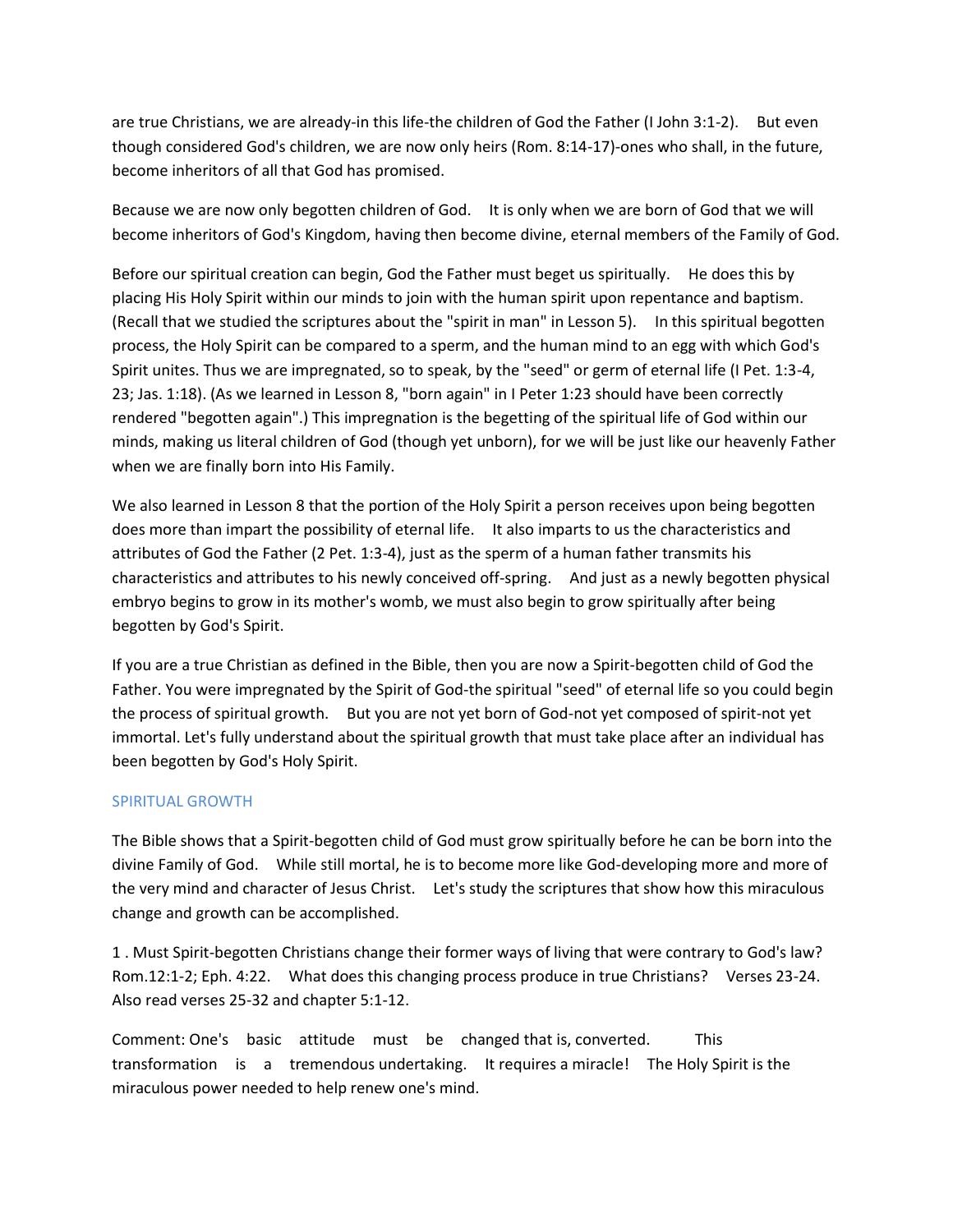are true Christians, we are already-in this life-the children of God the Father (I John 3:1-2). But even though considered God's children, we are now only heirs (Rom. 8:14-17)-ones who shall, in the future, become inheritors of all that God has promised.

Because we are now only begotten children of God. It is only when we are born of God that we will become inheritors of God's Kingdom, having then become divine, eternal members of the Family of God.

Before our spiritual creation can begin, God the Father must beget us spiritually. He does this by placing His Holy Spirit within our minds to join with the human spirit upon repentance and baptism. (Recall that we studied the scriptures about the "spirit in man" in Lesson 5). In this spiritual begotten process, the Holy Spirit can be compared to a sperm, and the human mind to an egg with which God's Spirit unites. Thus we are impregnated, so to speak, by the "seed" or germ of eternal life (I Pet. 1:3-4, 23; Jas. 1:18). (As we learned in Lesson 8, "born again" in I Peter 1:23 should have been correctly rendered "begotten again".) This impregnation is the begetting of the spiritual life of God within our minds, making us literal children of God (though yet unborn), for we will be just like our heavenly Father when we are finally born into His Family.

We also learned in Lesson 8 that the portion of the Holy Spirit a person receives upon being begotten does more than impart the possibility of eternal life. It also imparts to us the characteristics and attributes of God the Father (2 Pet. 1:3-4), just as the sperm of a human father transmits his characteristics and attributes to his newly conceived off-spring. And just as a newly begotten physical embryo begins to grow in its mother's womb, we must also begin to grow spiritually after being begotten by God's Spirit.

If you are a true Christian as defined in the Bible, then you are now a Spirit-begotten child of God the Father. You were impregnated by the Spirit of God-the spiritual "seed" of eternal life so you could begin the process of spiritual growth. But you are not yet born of God-not yet composed of spirit-not yet immortal. Let's fully understand about the spiritual growth that must take place after an individual has been begotten by God's Holy Spirit.

## SPIRITUAL GROWTH

The Bible shows that a Spirit-begotten child of God must grow spiritually before he can be born into the divine Family of God. While still mortal, he is to become more like God-developing more and more of the very mind and character of Jesus Christ. Let's study the scriptures that show how this miraculous change and growth can be accomplished.

1 . Must Spirit-begotten Christians change their former ways of living that were contrary to God's law? Rom.12:1-2; Eph. 4:22. What does this changing process produce in true Christians? Verses 23-24. Also read verses 25-32 and chapter 5:1-12.

Comment: One's basic attitude must be changed that is, converted. This transformation is a tremendous undertaking. It requires a miracle! The Holy Spirit is the miraculous power needed to help renew one's mind.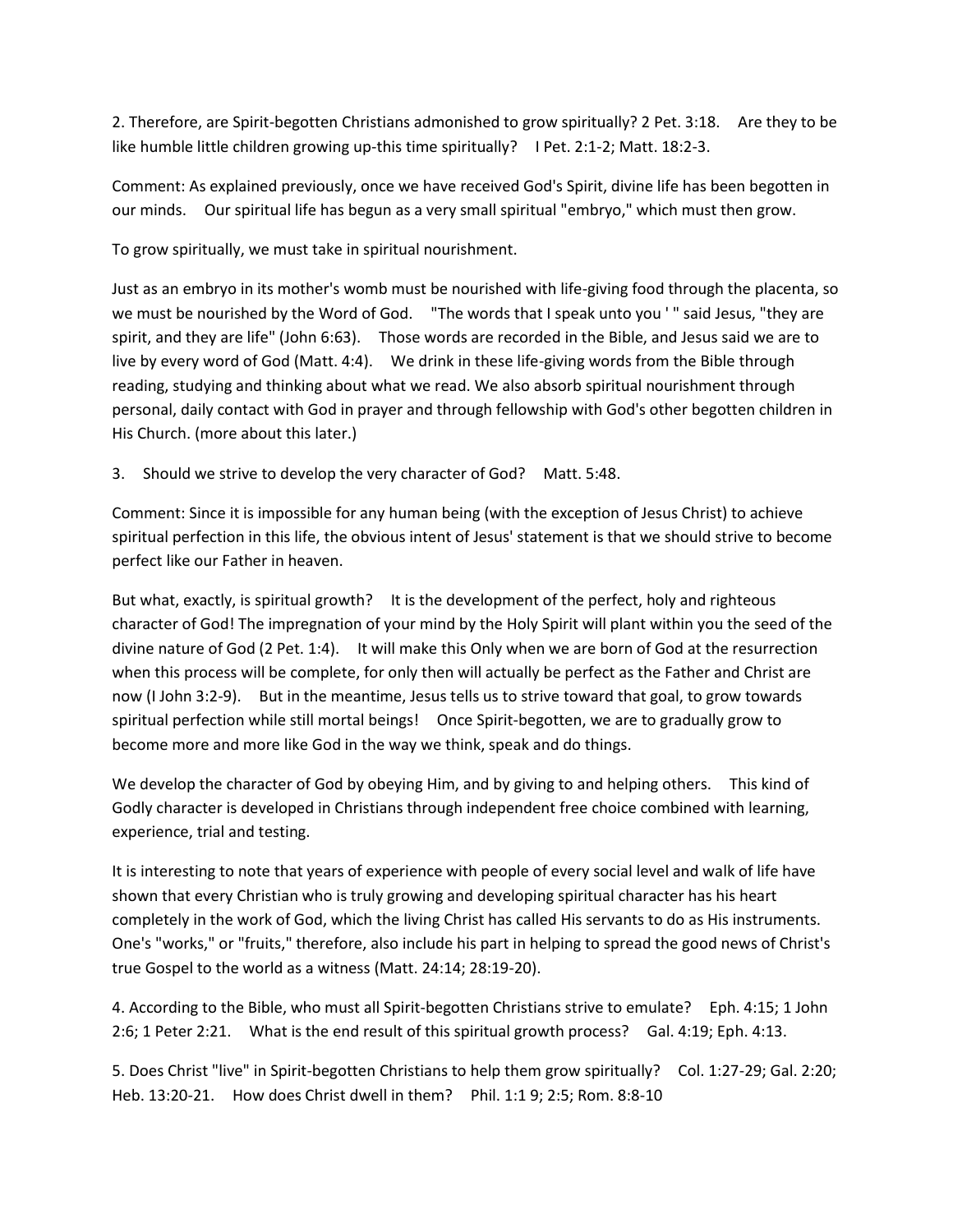2. Therefore, are Spirit-begotten Christians admonished to grow spiritually? 2 Pet. 3:18. Are they to be like humble little children growing up-this time spiritually? I Pet. 2:1-2; Matt. 18:2-3.

Comment: As explained previously, once we have received God's Spirit, divine life has been begotten in our minds. Our spiritual life has begun as a very small spiritual "embryo," which must then grow.

To grow spiritually, we must take in spiritual nourishment.

Just as an embryo in its mother's womb must be nourished with life-giving food through the placenta, so we must be nourished by the Word of God. "The words that I speak unto you ' " said Jesus, "they are spirit, and they are life" (John 6:63). Those words are recorded in the Bible, and Jesus said we are to live by every word of God (Matt. 4:4). We drink in these life-giving words from the Bible through reading, studying and thinking about what we read. We also absorb spiritual nourishment through personal, daily contact with God in prayer and through fellowship with God's other begotten children in His Church. (more about this later.)

3. Should we strive to develop the very character of God? Matt. 5:48.

Comment: Since it is impossible for any human being (with the exception of Jesus Christ) to achieve spiritual perfection in this life, the obvious intent of Jesus' statement is that we should strive to become perfect like our Father in heaven.

But what, exactly, is spiritual growth? It is the development of the perfect, holy and righteous character of God! The impregnation of your mind by the Holy Spirit will plant within you the seed of the divine nature of God (2 Pet. 1:4). It will make this Only when we are born of God at the resurrection when this process will be complete, for only then will actually be perfect as the Father and Christ are now (I John 3:2-9). But in the meantime, Jesus tells us to strive toward that goal, to grow towards spiritual perfection while still mortal beings! Once Spirit-begotten, we are to gradually grow to become more and more like God in the way we think, speak and do things.

We develop the character of God by obeying Him, and by giving to and helping others. This kind of Godly character is developed in Christians through independent free choice combined with learning, experience, trial and testing.

It is interesting to note that years of experience with people of every social level and walk of life have shown that every Christian who is truly growing and developing spiritual character has his heart completely in the work of God, which the living Christ has called His servants to do as His instruments. One's "works," or "fruits," therefore, also include his part in helping to spread the good news of Christ's true Gospel to the world as a witness (Matt. 24:14; 28:19-20).

4. According to the Bible, who must all Spirit-begotten Christians strive to emulate? Eph. 4:15; 1 John 2:6; 1 Peter 2:21. What is the end result of this spiritual growth process? Gal. 4:19; Eph. 4:13.

5. Does Christ "live" in Spirit-begotten Christians to help them grow spiritually? Col. 1:27-29; Gal. 2:20; Heb. 13:20-21. How does Christ dwell in them? Phil. 1:1 9; 2:5; Rom. 8:8-10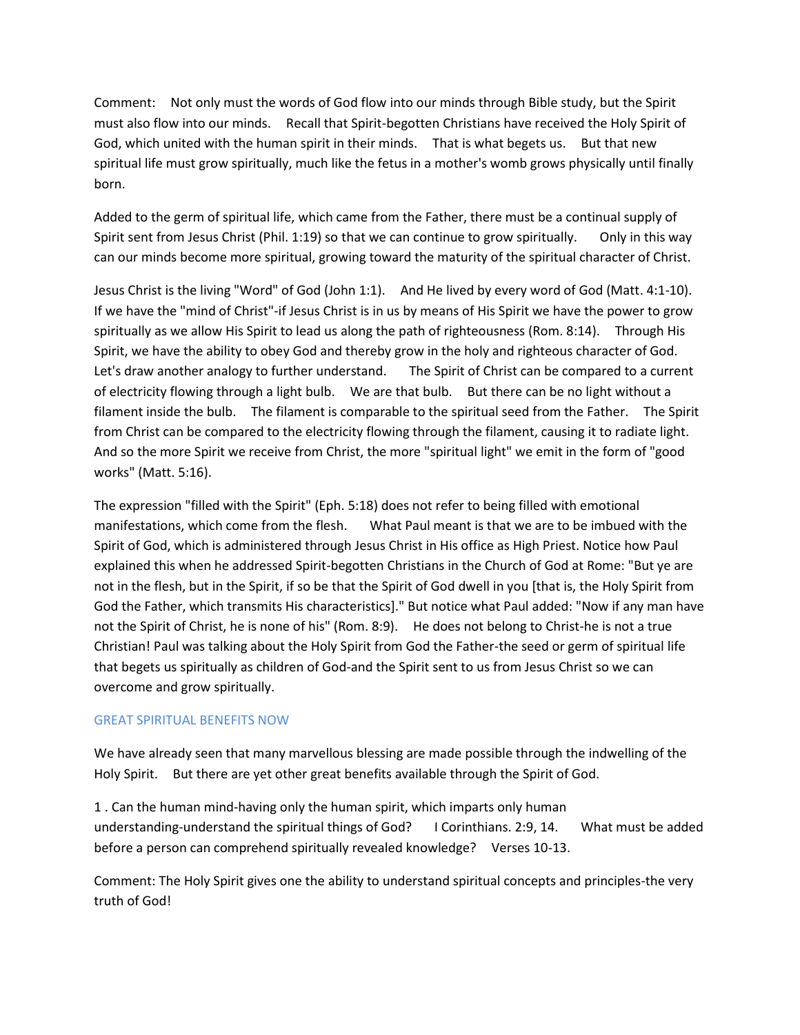Comment: Not only must the words of God flow into our minds through Bible study, but the Spirit must also flow into our minds. Recall that Spirit-begotten Christians have received the Holy Spirit of God, which united with the human spirit in their minds. That is what begets us. But that new spiritual life must grow spiritually, much like the fetus in a mother's womb grows physically until finally born.

Added to the germ of spiritual life, which came from the Father, there must be a continual supply of Spirit sent from Jesus Christ (Phil. 1:19) so that we can continue to grow spiritually. Only in this way can our minds become more spiritual, growing toward the maturity of the spiritual character of Christ.

Jesus Christ is the living "Word" of God (John 1:1). And He lived by every word of God (Matt. 4:1-10). If we have the "mind of Christ"-if Jesus Christ is in us by means of His Spirit we have the power to grow spiritually as we allow His Spirit to lead us along the path of righteousness (Rom. 8:14). Through His Spirit, we have the ability to obey God and thereby grow in the holy and righteous character of God. Let's draw another analogy to further understand. The Spirit of Christ can be compared to a current of electricity flowing through a light bulb. We are that bulb. But there can be no light without a filament inside the bulb. The filament is comparable to the spiritual seed from the Father. The Spirit from Christ can be compared to the electricity flowing through the filament, causing it to radiate light. And so the more Spirit we receive from Christ, the more "spiritual light" we emit in the form of "good works" (Matt. 5:16).

The expression "filled with the Spirit" (Eph. 5:18) does not refer to being filled with emotional manifestations, which come from the flesh. What Paul meant is that we are to be imbued with the Spirit of God, which is administered through Jesus Christ in His office as High Priest. Notice how Paul explained this when he addressed Spirit-begotten Christians in the Church of God at Rome: "But ye are not in the flesh, but in the Spirit, if so be that the Spirit of God dwell in you [that is, the Holy Spirit from God the Father, which transmits His characteristics]." But notice what Paul added: "Now if any man have not the Spirit of Christ, he is none of his" (Rom. 8:9). He does not belong to Christ-he is not a true Christian! Paul was talking about the Holy Spirit from God the Father-the seed or germ of spiritual life that begets us spiritually as children of God-and the Spirit sent to us from Jesus Christ so we can overcome and grow spiritually.

## GREAT SPIRITUAL BENEFITS NOW

We have already seen that many marvellous blessing are made possible through the indwelling of the Holy Spirit. But there are yet other great benefits available through the Spirit of God.

1 . Can the human mind-having only the human spirit, which imparts only human understanding-understand the spiritual things of God? I Corinthians. 2:9, 14. What must be added before a person can comprehend spiritually revealed knowledge? Verses 10-13.

Comment: The Holy Spirit gives one the ability to understand spiritual concepts and principles-the very truth of God!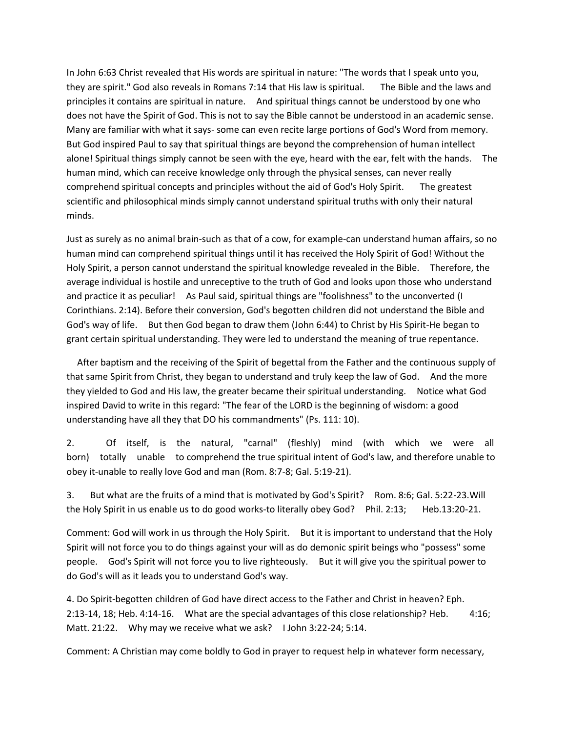In John 6:63 Christ revealed that His words are spiritual in nature: "The words that I speak unto you, they are spirit." God also reveals in Romans 7:14 that His law is spiritual. The Bible and the laws and principles it contains are spiritual in nature. And spiritual things cannot be understood by one who does not have the Spirit of God. This is not to say the Bible cannot be understood in an academic sense. Many are familiar with what it says- some can even recite large portions of God's Word from memory. But God inspired Paul to say that spiritual things are beyond the comprehension of human intellect alone! Spiritual things simply cannot be seen with the eye, heard with the ear, felt with the hands. The human mind, which can receive knowledge only through the physical senses, can never really comprehend spiritual concepts and principles without the aid of God's Holy Spirit. The greatest scientific and philosophical minds simply cannot understand spiritual truths with only their natural minds.

Just as surely as no animal brain-such as that of a cow, for example-can understand human affairs, so no human mind can comprehend spiritual things until it has received the Holy Spirit of God! Without the Holy Spirit, a person cannot understand the spiritual knowledge revealed in the Bible. Therefore, the average individual is hostile and unreceptive to the truth of God and looks upon those who understand and practice it as peculiar! As Paul said, spiritual things are "foolishness" to the unconverted (I Corinthians. 2:14). Before their conversion, God's begotten children did not understand the Bible and God's way of life. But then God began to draw them (John 6:44) to Christ by His Spirit-He began to grant certain spiritual understanding. They were led to understand the meaning of true repentance.

After baptism and the receiving of the Spirit of begettal from the Father and the continuous supply of that same Spirit from Christ, they began to understand and truly keep the law of God. And the more they yielded to God and His law, the greater became their spiritual understanding. Notice what God inspired David to write in this regard: "The fear of the LORD is the beginning of wisdom: a good understanding have all they that DO his commandments" (Ps. 111: 10).

2. Of itself, is the natural, "carnal" (fleshly) mind (with which we were all born) totally unable to comprehend the true spiritual intent of God's law, and therefore unable to obey it-unable to really love God and man (Rom. 8:7-8; Gal. 5:19-21).

3. But what are the fruits of a mind that is motivated by God's Spirit? Rom. 8:6; Gal. 5:22-23.Will the Holy Spirit in us enable us to do good works-to literally obey God? Phil. 2:13; Heb.13:20-21.

Comment: God will work in us through the Holy Spirit. But it is important to understand that the Holy Spirit will not force you to do things against your will as do demonic spirit beings who "possess" some people. God's Spirit will not force you to live righteously. But it will give you the spiritual power to do God's will as it leads you to understand God's way.

4. Do Spirit-begotten children of God have direct access to the Father and Christ in heaven? Eph. 2:13-14, 18; Heb. 4:14-16. What are the special advantages of this close relationship? Heb. 4:16; Matt. 21:22. Why may we receive what we ask? I John 3:22-24; 5:14.

Comment: A Christian may come boldly to God in prayer to request help in whatever form necessary,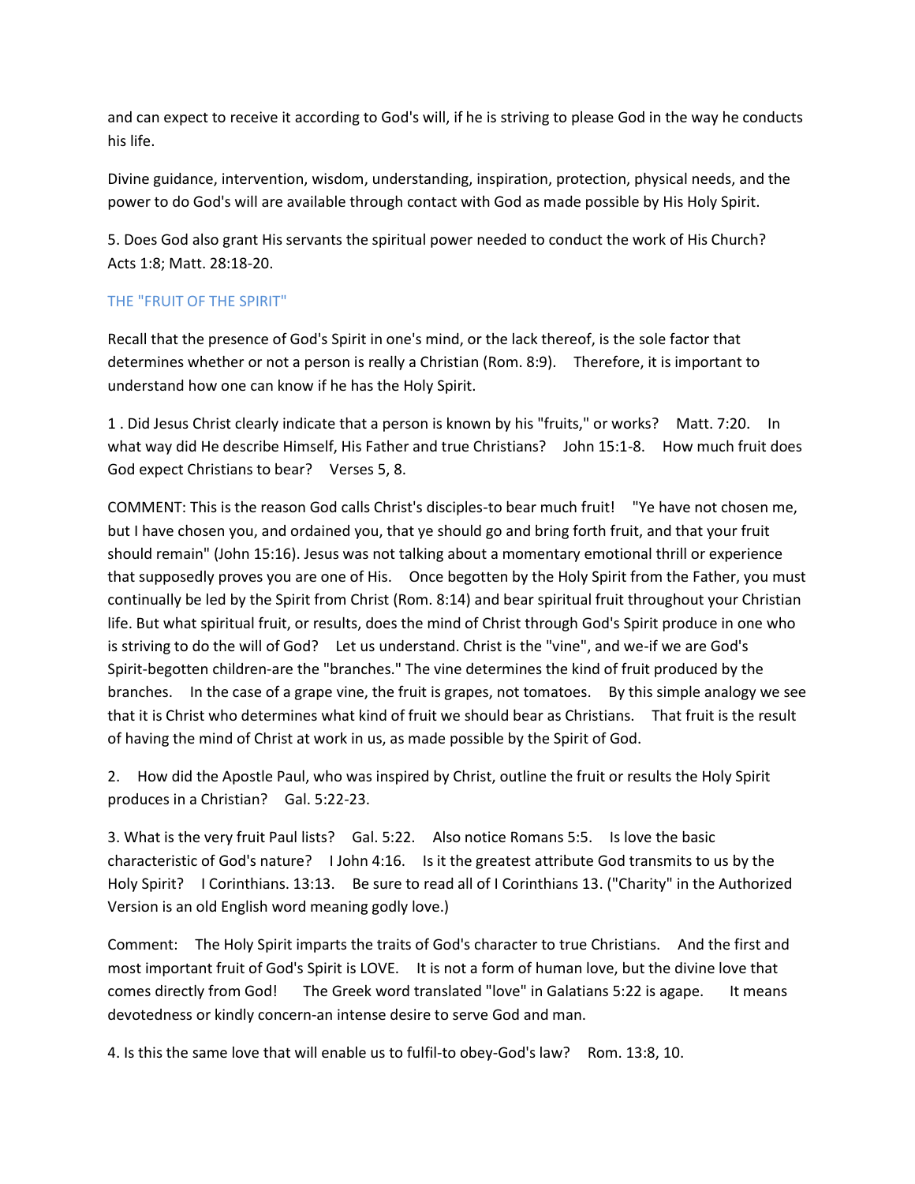and can expect to receive it according to God's will, if he is striving to please God in the way he conducts his life.

Divine guidance, intervention, wisdom, understanding, inspiration, protection, physical needs, and the power to do God's will are available through contact with God as made possible by His Holy Spirit.

5. Does God also grant His servants the spiritual power needed to conduct the work of His Church? Acts 1:8; Matt. 28:18-20.

## THE "FRUIT OF THE SPIRIT"

Recall that the presence of God's Spirit in one's mind, or the lack thereof, is the sole factor that determines whether or not a person is really a Christian (Rom. 8:9). Therefore, it is important to understand how one can know if he has the Holy Spirit.

1 . Did Jesus Christ clearly indicate that a person is known by his "fruits," or works? Matt. 7:20. In what way did He describe Himself, His Father and true Christians? John 15:1-8. How much fruit does God expect Christians to bear? Verses 5, 8.

COMMENT: This is the reason God calls Christ's disciples-to bear much fruit! "Ye have not chosen me, but I have chosen you, and ordained you, that ye should go and bring forth fruit, and that your fruit should remain" (John 15:16). Jesus was not talking about a momentary emotional thrill or experience that supposedly proves you are one of His. Once begotten by the Holy Spirit from the Father, you must continually be led by the Spirit from Christ (Rom. 8:14) and bear spiritual fruit throughout your Christian life. But what spiritual fruit, or results, does the mind of Christ through God's Spirit produce in one who is striving to do the will of God? Let us understand. Christ is the "vine", and we-if we are God's Spirit-begotten children-are the "branches." The vine determines the kind of fruit produced by the branches. In the case of a grape vine, the fruit is grapes, not tomatoes. By this simple analogy we see that it is Christ who determines what kind of fruit we should bear as Christians. That fruit is the result of having the mind of Christ at work in us, as made possible by the Spirit of God.

2. How did the Apostle Paul, who was inspired by Christ, outline the fruit or results the Holy Spirit produces in a Christian? Gal. 5:22-23.

3. What is the very fruit Paul lists? Gal. 5:22. Also notice Romans 5:5. Is love the basic characteristic of God's nature? I John 4:16. Is it the greatest attribute God transmits to us by the Holy Spirit? I Corinthians. 13:13. Be sure to read all of I Corinthians 13. ("Charity" in the Authorized Version is an old English word meaning godly love.)

Comment: The Holy Spirit imparts the traits of God's character to true Christians. And the first and most important fruit of God's Spirit is LOVE. It is not a form of human love, but the divine love that comes directly from God! The Greek word translated "love" in Galatians 5:22 is agape. It means devotedness or kindly concern-an intense desire to serve God and man.

4. Is this the same love that will enable us to fulfil-to obey-God's law? Rom. 13:8, 10.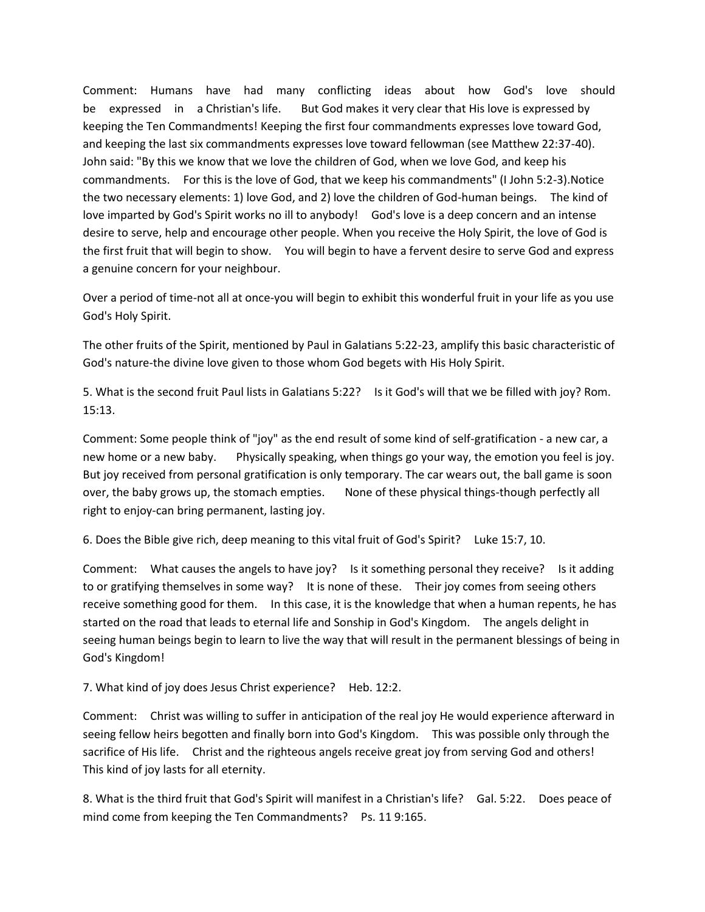Comment: Humans have had many conflicting ideas about how God's love should be expressed in a Christian's life. But God makes it very clear that His love is expressed by keeping the Ten Commandments! Keeping the first four commandments expresses love toward God, and keeping the last six commandments expresses love toward fellowman (see Matthew 22:37-40). John said: "By this we know that we love the children of God, when we love God, and keep his commandments. For this is the love of God, that we keep his commandments" (I John 5:2-3).Notice the two necessary elements: 1) love God, and 2) love the children of God-human beings. The kind of love imparted by God's Spirit works no ill to anybody! God's love is a deep concern and an intense desire to serve, help and encourage other people. When you receive the Holy Spirit, the love of God is the first fruit that will begin to show. You will begin to have a fervent desire to serve God and express a genuine concern for your neighbour.

Over a period of time-not all at once-you will begin to exhibit this wonderful fruit in your life as you use God's Holy Spirit.

The other fruits of the Spirit, mentioned by Paul in Galatians 5:22-23, amplify this basic characteristic of God's nature-the divine love given to those whom God begets with His Holy Spirit.

5. What is the second fruit Paul lists in Galatians 5:22? Is it God's will that we be filled with joy? Rom. 15:13.

Comment: Some people think of "joy" as the end result of some kind of self-gratification - a new car, a new home or a new baby. Physically speaking, when things go your way, the emotion you feel is joy. But joy received from personal gratification is only temporary. The car wears out, the ball game is soon over, the baby grows up, the stomach empties. None of these physical things-though perfectly all right to enjoy-can bring permanent, lasting joy.

6. Does the Bible give rich, deep meaning to this vital fruit of God's Spirit? Luke 15:7, 10.

Comment: What causes the angels to have joy? Is it something personal they receive? Is it adding to or gratifying themselves in some way? It is none of these. Their joy comes from seeing others receive something good for them. In this case, it is the knowledge that when a human repents, he has started on the road that leads to eternal life and Sonship in God's Kingdom. The angels delight in seeing human beings begin to learn to live the way that will result in the permanent blessings of being in God's Kingdom!

7. What kind of joy does Jesus Christ experience? Heb. 12:2.

Comment: Christ was willing to suffer in anticipation of the real joy He would experience afterward in seeing fellow heirs begotten and finally born into God's Kingdom. This was possible only through the sacrifice of His life. Christ and the righteous angels receive great joy from serving God and others! This kind of joy lasts for all eternity.

8. What is the third fruit that God's Spirit will manifest in a Christian's life? Gal. 5:22. Does peace of mind come from keeping the Ten Commandments? Ps. 11 9:165.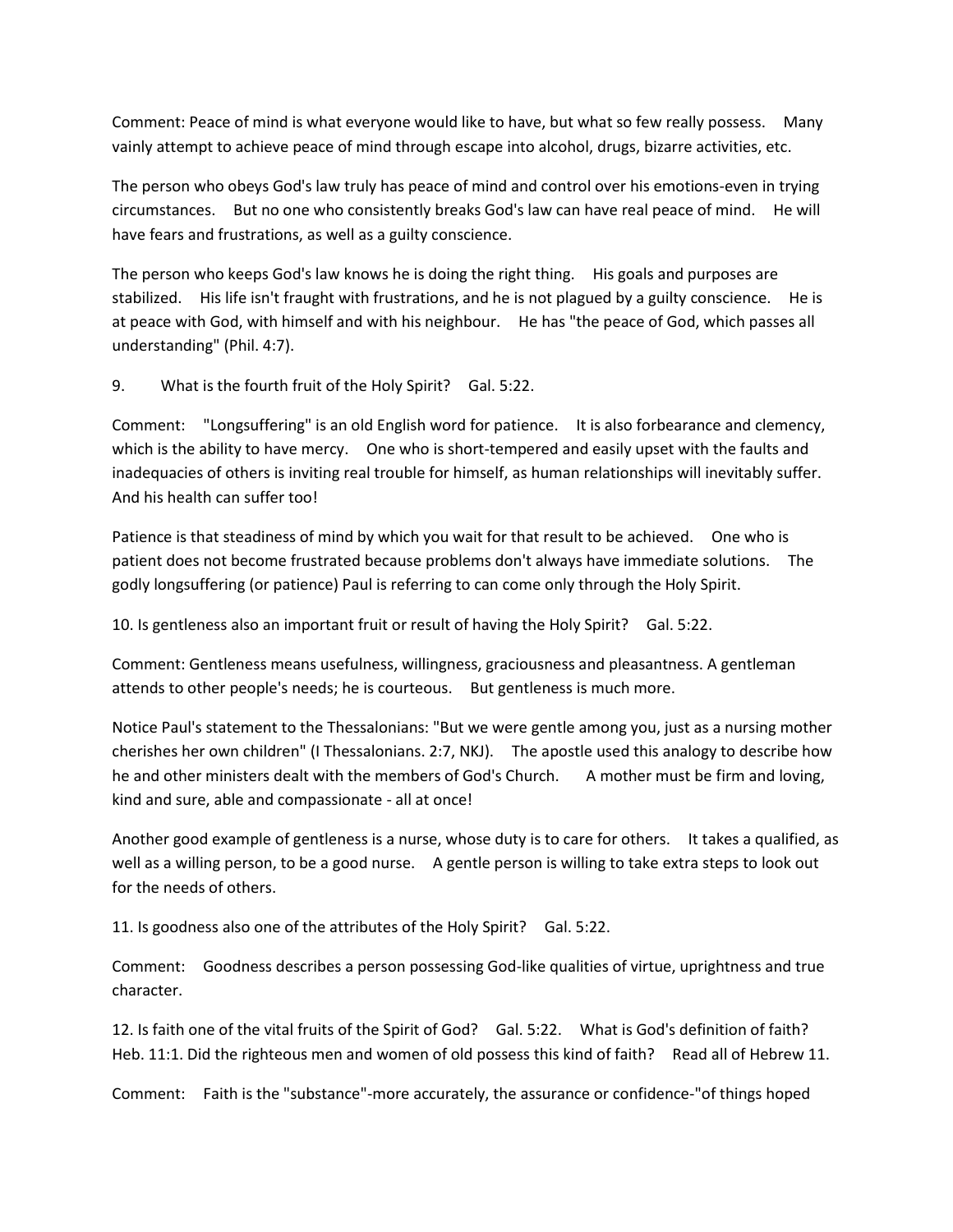Comment: Peace of mind is what everyone would like to have, but what so few really possess. Many vainly attempt to achieve peace of mind through escape into alcohol, drugs, bizarre activities, etc.

The person who obeys God's law truly has peace of mind and control over his emotions-even in trying circumstances. But no one who consistently breaks God's law can have real peace of mind. He will have fears and frustrations, as well as a guilty conscience.

The person who keeps God's law knows he is doing the right thing. His goals and purposes are stabilized. His life isn't fraught with frustrations, and he is not plagued by a guilty conscience. He is at peace with God, with himself and with his neighbour. He has "the peace of God, which passes all understanding" (Phil. 4:7).

9. What is the fourth fruit of the Holy Spirit? Gal. 5:22.

Comment: "Longsuffering" is an old English word for patience. It is also forbearance and clemency, which is the ability to have mercy. One who is short-tempered and easily upset with the faults and inadequacies of others is inviting real trouble for himself, as human relationships will inevitably suffer. And his health can suffer too!

Patience is that steadiness of mind by which you wait for that result to be achieved. One who is patient does not become frustrated because problems don't always have immediate solutions. The godly longsuffering (or patience) Paul is referring to can come only through the Holy Spirit.

10. Is gentleness also an important fruit or result of having the Holy Spirit? Gal. 5:22.

Comment: Gentleness means usefulness, willingness, graciousness and pleasantness. A gentleman attends to other people's needs; he is courteous. But gentleness is much more.

Notice Paul's statement to the Thessalonians: "But we were gentle among you, just as a nursing mother cherishes her own children" (I Thessalonians. 2:7, NKJ). The apostle used this analogy to describe how he and other ministers dealt with the members of God's Church. A mother must be firm and loving, kind and sure, able and compassionate - all at once!

Another good example of gentleness is a nurse, whose duty is to care for others. It takes a qualified, as well as a willing person, to be a good nurse. A gentle person is willing to take extra steps to look out for the needs of others.

11. Is goodness also one of the attributes of the Holy Spirit? Gal. 5:22.

Comment: Goodness describes a person possessing God-like qualities of virtue, uprightness and true character.

12. Is faith one of the vital fruits of the Spirit of God? Gal. 5:22. What is God's definition of faith? Heb. 11:1. Did the righteous men and women of old possess this kind of faith? Read all of Hebrew 11.

Comment: Faith is the "substance"-more accurately, the assurance or confidence-"of things hoped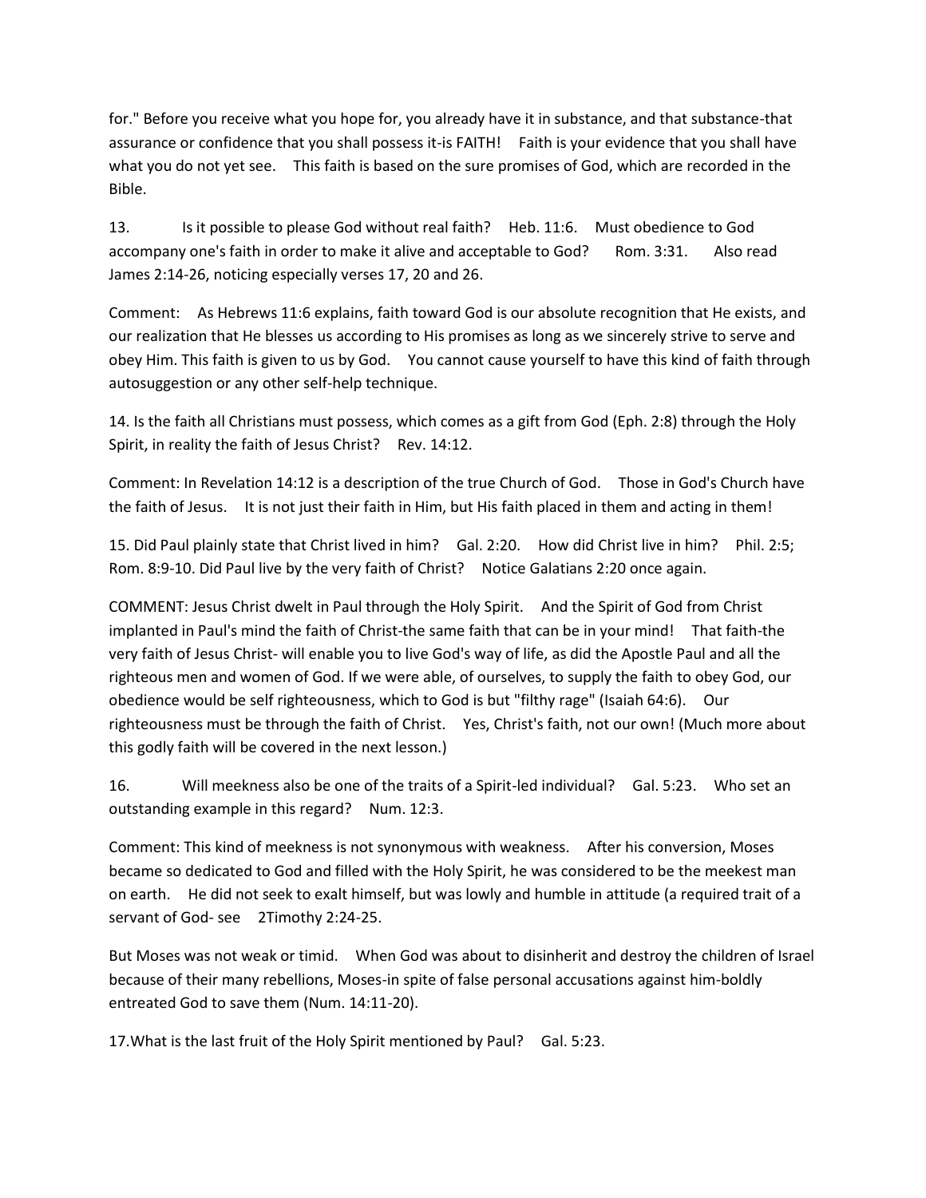for." Before you receive what you hope for, you already have it in substance, and that substance-that assurance or confidence that you shall possess it-is FAITH! Faith is your evidence that you shall have what you do not yet see. This faith is based on the sure promises of God, which are recorded in the Bible.

13. Is it possible to please God without real faith? Heb. 11:6. Must obedience to God accompany one's faith in order to make it alive and acceptable to God? Rom. 3:31. Also read James 2:14-26, noticing especially verses 17, 20 and 26.

Comment: As Hebrews 11:6 explains, faith toward God is our absolute recognition that He exists, and our realization that He blesses us according to His promises as long as we sincerely strive to serve and obey Him. This faith is given to us by God. You cannot cause yourself to have this kind of faith through autosuggestion or any other self-help technique.

14. Is the faith all Christians must possess, which comes as a gift from God (Eph. 2:8) through the Holy Spirit, in reality the faith of Jesus Christ? Rev. 14:12.

Comment: In Revelation 14:12 is a description of the true Church of God. Those in God's Church have the faith of Jesus. It is not just their faith in Him, but His faith placed in them and acting in them!

15. Did Paul plainly state that Christ lived in him? Gal. 2:20. How did Christ live in him? Phil. 2:5; Rom. 8:9-10. Did Paul live by the very faith of Christ? Notice Galatians 2:20 once again.

COMMENT: Jesus Christ dwelt in Paul through the Holy Spirit. And the Spirit of God from Christ implanted in Paul's mind the faith of Christ-the same faith that can be in your mind! That faith-the very faith of Jesus Christ- will enable you to live God's way of life, as did the Apostle Paul and all the righteous men and women of God. If we were able, of ourselves, to supply the faith to obey God, our obedience would be self righteousness, which to God is but "filthy rage" (Isaiah 64:6). Our righteousness must be through the faith of Christ. Yes, Christ's faith, not our own! (Much more about this godly faith will be covered in the next lesson.)

16. Will meekness also be one of the traits of a Spirit-led individual? Gal. 5:23. Who set an outstanding example in this regard? Num. 12:3.

Comment: This kind of meekness is not synonymous with weakness. After his conversion, Moses became so dedicated to God and filled with the Holy Spirit, he was considered to be the meekest man on earth. He did not seek to exalt himself, but was lowly and humble in attitude (a required trait of a servant of God- see 2Timothy 2:24-25.

But Moses was not weak or timid. When God was about to disinherit and destroy the children of Israel because of their many rebellions, Moses-in spite of false personal accusations against him-boldly entreated God to save them (Num. 14:11-20).

17.What is the last fruit of the Holy Spirit mentioned by Paul? Gal. 5:23.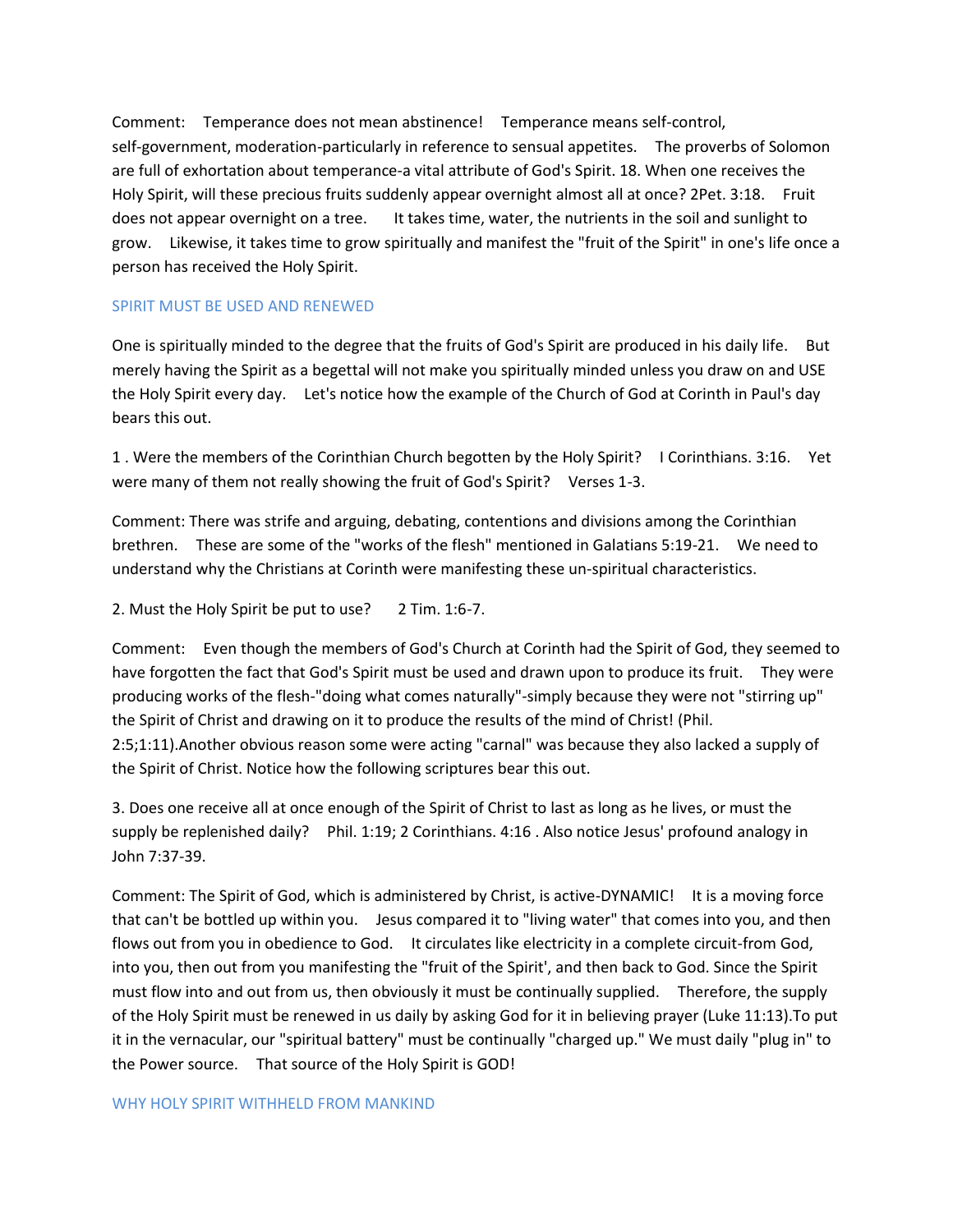Comment: Temperance does not mean abstinence! Temperance means self-control, self-government, moderation-particularly in reference to sensual appetites. The proverbs of Solomon are full of exhortation about temperance-a vital attribute of God's Spirit. 18. When one receives the Holy Spirit, will these precious fruits suddenly appear overnight almost all at once? 2Pet. 3:18. Fruit does not appear overnight on a tree. It takes time, water, the nutrients in the soil and sunlight to grow. Likewise, it takes time to grow spiritually and manifest the "fruit of the Spirit" in one's life once a person has received the Holy Spirit.

## SPIRIT MUST BE USED AND RENEWED

One is spiritually minded to the degree that the fruits of God's Spirit are produced in his daily life. But merely having the Spirit as a begettal will not make you spiritually minded unless you draw on and USE the Holy Spirit every day. Let's notice how the example of the Church of God at Corinth in Paul's day bears this out.

1 . Were the members of the Corinthian Church begotten by the Holy Spirit? I Corinthians. 3:16. Yet were many of them not really showing the fruit of God's Spirit? Verses 1-3.

Comment: There was strife and arguing, debating, contentions and divisions among the Corinthian brethren. These are some of the "works of the flesh" mentioned in Galatians 5:19-21. We need to understand why the Christians at Corinth were manifesting these un-spiritual characteristics.

2. Must the Holy Spirit be put to use? 2 Tim. 1:6-7.

Comment: Even though the members of God's Church at Corinth had the Spirit of God, they seemed to have forgotten the fact that God's Spirit must be used and drawn upon to produce its fruit. They were producing works of the flesh-"doing what comes naturally"-simply because they were not "stirring up" the Spirit of Christ and drawing on it to produce the results of the mind of Christ! (Phil. 2:5;1:11).Another obvious reason some were acting "carnal" was because they also lacked a supply of the Spirit of Christ. Notice how the following scriptures bear this out.

3. Does one receive all at once enough of the Spirit of Christ to last as long as he lives, or must the supply be replenished daily? Phil. 1:19; 2 Corinthians. 4:16 . Also notice Jesus' profound analogy in John 7:37-39.

Comment: The Spirit of God, which is administered by Christ, is active-DYNAMIC! It is a moving force that can't be bottled up within you. Jesus compared it to "living water" that comes into you, and then flows out from you in obedience to God. It circulates like electricity in a complete circuit-from God, into you, then out from you manifesting the "fruit of the Spirit', and then back to God. Since the Spirit must flow into and out from us, then obviously it must be continually supplied. Therefore, the supply of the Holy Spirit must be renewed in us daily by asking God for it in believing prayer (Luke 11:13).To put it in the vernacular, our "spiritual battery" must be continually "charged up." We must daily "plug in" to the Power source. That source of the Holy Spirit is GOD!

## WHY HOLY SPIRIT WITHHELD FROM MANKIND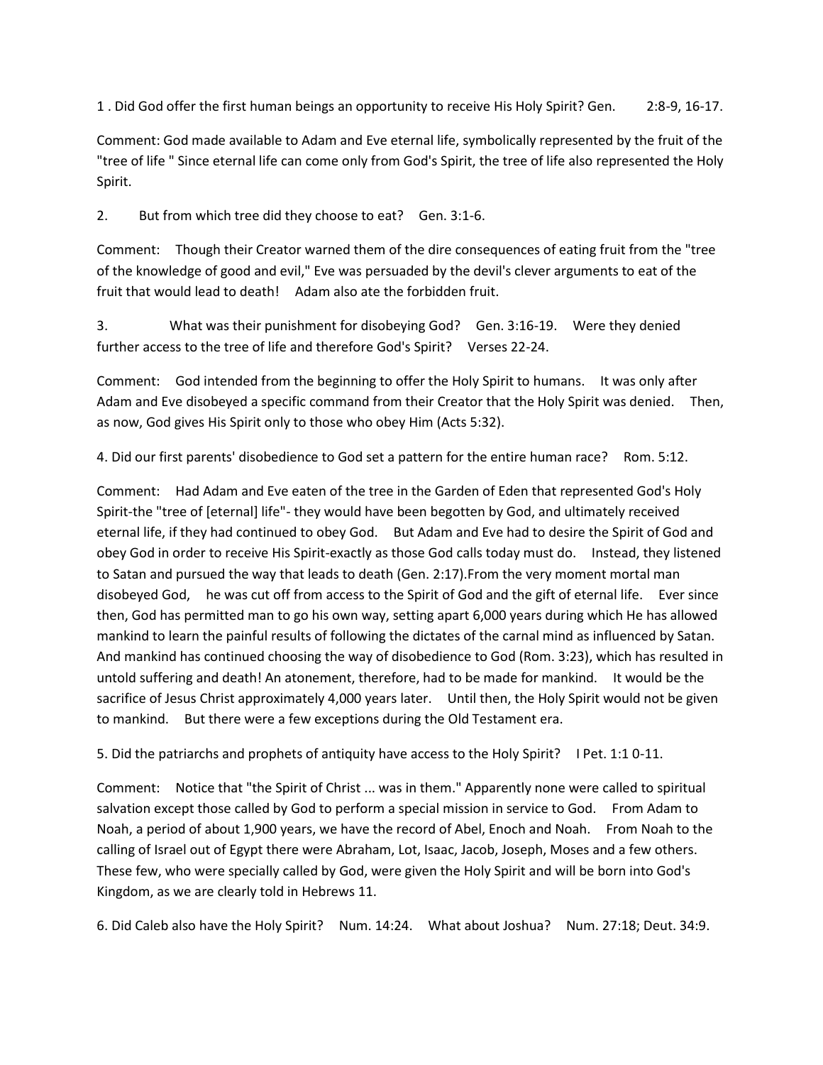1 . Did God offer the first human beings an opportunity to receive His Holy Spirit? Gen. 2:8-9, 16-17.

Comment: God made available to Adam and Eve eternal life, symbolically represented by the fruit of the "tree of life " Since eternal life can come only from God's Spirit, the tree of life also represented the Holy Spirit.

2. But from which tree did they choose to eat? Gen. 3:1-6.

Comment: Though their Creator warned them of the dire consequences of eating fruit from the "tree of the knowledge of good and evil," Eve was persuaded by the devil's clever arguments to eat of the fruit that would lead to death! Adam also ate the forbidden fruit.

3. What was their punishment for disobeying God? Gen. 3:16-19. Were they denied further access to the tree of life and therefore God's Spirit? Verses 22-24.

Comment: God intended from the beginning to offer the Holy Spirit to humans. It was only after Adam and Eve disobeyed a specific command from their Creator that the Holy Spirit was denied. Then, as now, God gives His Spirit only to those who obey Him (Acts 5:32).

4. Did our first parents' disobedience to God set a pattern for the entire human race? Rom. 5:12.

Comment: Had Adam and Eve eaten of the tree in the Garden of Eden that represented God's Holy Spirit-the "tree of [eternal] life"- they would have been begotten by God, and ultimately received eternal life, if they had continued to obey God. But Adam and Eve had to desire the Spirit of God and obey God in order to receive His Spirit-exactly as those God calls today must do. Instead, they listened to Satan and pursued the way that leads to death (Gen. 2:17).From the very moment mortal man disobeyed God, he was cut off from access to the Spirit of God and the gift of eternal life. Ever since then, God has permitted man to go his own way, setting apart 6,000 years during which He has allowed mankind to learn the painful results of following the dictates of the carnal mind as influenced by Satan. And mankind has continued choosing the way of disobedience to God (Rom. 3:23), which has resulted in untold suffering and death! An atonement, therefore, had to be made for mankind. It would be the sacrifice of Jesus Christ approximately 4,000 years later. Until then, the Holy Spirit would not be given to mankind. But there were a few exceptions during the Old Testament era.

5. Did the patriarchs and prophets of antiquity have access to the Holy Spirit? I Pet. 1:1 0-11.

Comment: Notice that "the Spirit of Christ ... was in them." Apparently none were called to spiritual salvation except those called by God to perform a special mission in service to God. From Adam to Noah, a period of about 1,900 years, we have the record of Abel, Enoch and Noah. From Noah to the calling of Israel out of Egypt there were Abraham, Lot, Isaac, Jacob, Joseph, Moses and a few others. These few, who were specially called by God, were given the Holy Spirit and will be born into God's Kingdom, as we are clearly told in Hebrews 11.

6. Did Caleb also have the Holy Spirit? Num. 14:24. What about Joshua? Num. 27:18; Deut. 34:9.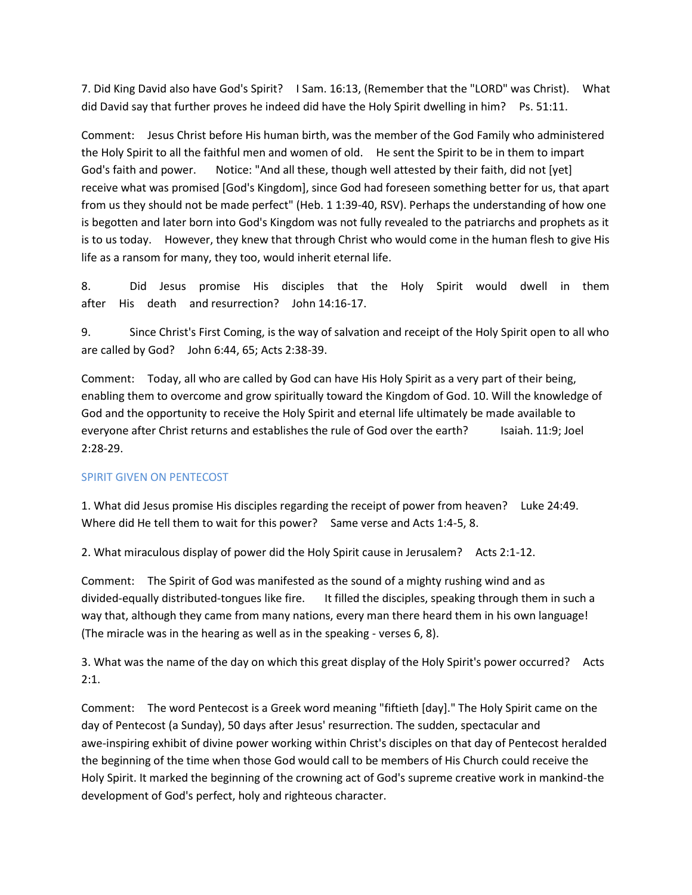7. Did King David also have God's Spirit? I Sam. 16:13, (Remember that the "LORD" was Christ). What did David say that further proves he indeed did have the Holy Spirit dwelling in him? Ps. 51:11.

Comment: Jesus Christ before His human birth, was the member of the God Family who administered the Holy Spirit to all the faithful men and women of old. He sent the Spirit to be in them to impart God's faith and power. Notice: "And all these, though well attested by their faith, did not [yet] receive what was promised [God's Kingdom], since God had foreseen something better for us, that apart from us they should not be made perfect" (Heb. 1 1:39-40, RSV). Perhaps the understanding of how one is begotten and later born into God's Kingdom was not fully revealed to the patriarchs and prophets as it is to us today. However, they knew that through Christ who would come in the human flesh to give His life as a ransom for many, they too, would inherit eternal life.

8. Did Jesus promise His disciples that the Holy Spirit would dwell in them after His death and resurrection? John 14:16-17.

9. Since Christ's First Coming, is the way of salvation and receipt of the Holy Spirit open to all who are called by God? John 6:44, 65; Acts 2:38-39.

Comment: Today, all who are called by God can have His Holy Spirit as a very part of their being, enabling them to overcome and grow spiritually toward the Kingdom of God. 10. Will the knowledge of God and the opportunity to receive the Holy Spirit and eternal life ultimately be made available to everyone after Christ returns and establishes the rule of God over the earth? Isaiah. 11:9; Joel 2:28-29.

## SPIRIT GIVEN ON PENTECOST

1. What did Jesus promise His disciples regarding the receipt of power from heaven? Luke 24:49. Where did He tell them to wait for this power? Same verse and Acts 1:4-5, 8.

2. What miraculous display of power did the Holy Spirit cause in Jerusalem? Acts 2:1-12.

Comment: The Spirit of God was manifested as the sound of a mighty rushing wind and as divided-equally distributed-tongues like fire. It filled the disciples, speaking through them in such a way that, although they came from many nations, every man there heard them in his own language! (The miracle was in the hearing as well as in the speaking - verses 6, 8).

3. What was the name of the day on which this great display of the Holy Spirit's power occurred? Acts 2:1.

Comment: The word Pentecost is a Greek word meaning "fiftieth [day]." The Holy Spirit came on the day of Pentecost (a Sunday), 50 days after Jesus' resurrection. The sudden, spectacular and awe-inspiring exhibit of divine power working within Christ's disciples on that day of Pentecost heralded the beginning of the time when those God would call to be members of His Church could receive the Holy Spirit. It marked the beginning of the crowning act of God's supreme creative work in mankind-the development of God's perfect, holy and righteous character.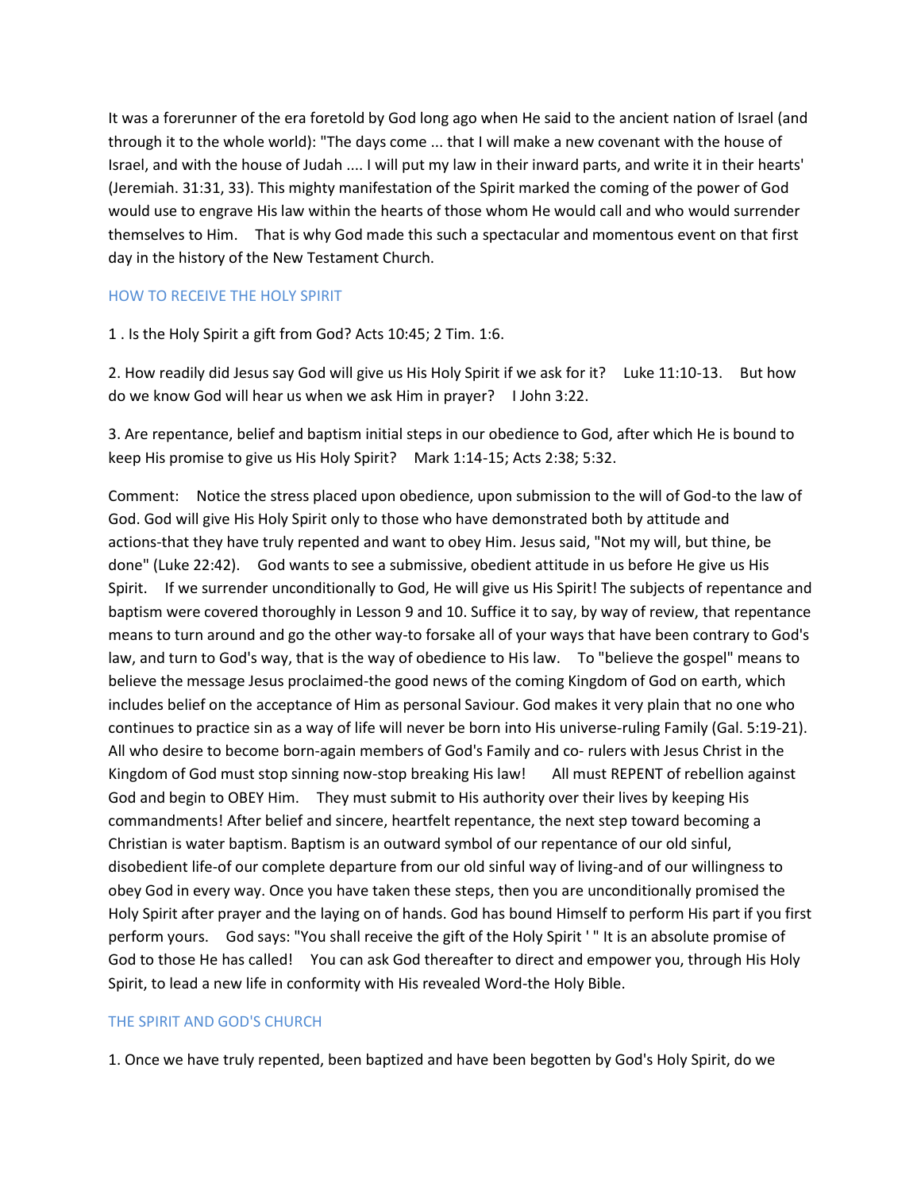It was a forerunner of the era foretold by God long ago when He said to the ancient nation of Israel (and through it to the whole world): "The days come ... that I will make a new covenant with the house of Israel, and with the house of Judah .... I will put my law in their inward parts, and write it in their hearts' (Jeremiah. 31:31, 33). This mighty manifestation of the Spirit marked the coming of the power of God would use to engrave His law within the hearts of those whom He would call and who would surrender themselves to Him. That is why God made this such a spectacular and momentous event on that first day in the history of the New Testament Church.

### HOW TO RECEIVE THE HOLY SPIRIT

1 . Is the Holy Spirit a gift from God? Acts 10:45; 2 Tim. 1:6.

2. How readily did Jesus say God will give us His Holy Spirit if we ask for it? Luke 11:10-13. But how do we know God will hear us when we ask Him in prayer? I John 3:22.

3. Are repentance, belief and baptism initial steps in our obedience to God, after which He is bound to keep His promise to give us His Holy Spirit? Mark 1:14-15; Acts 2:38; 5:32.

Comment: Notice the stress placed upon obedience, upon submission to the will of God-to the law of God. God will give His Holy Spirit only to those who have demonstrated both by attitude and actions-that they have truly repented and want to obey Him. Jesus said, "Not my will, but thine, be done" (Luke 22:42). God wants to see a submissive, obedient attitude in us before He give us His Spirit. If we surrender unconditionally to God, He will give us His Spirit! The subjects of repentance and baptism were covered thoroughly in Lesson 9 and 10. Suffice it to say, by way of review, that repentance means to turn around and go the other way-to forsake all of your ways that have been contrary to God's law, and turn to God's way, that is the way of obedience to His law. To "believe the gospel" means to believe the message Jesus proclaimed-the good news of the coming Kingdom of God on earth, which includes belief on the acceptance of Him as personal Saviour. God makes it very plain that no one who continues to practice sin as a way of life will never be born into His universe-ruling Family (Gal. 5:19-21). All who desire to become born-again members of God's Family and co- rulers with Jesus Christ in the Kingdom of God must stop sinning now-stop breaking His law! All must REPENT of rebellion against God and begin to OBEY Him. They must submit to His authority over their lives by keeping His commandments! After belief and sincere, heartfelt repentance, the next step toward becoming a Christian is water baptism. Baptism is an outward symbol of our repentance of our old sinful, disobedient life-of our complete departure from our old sinful way of living-and of our willingness to obey God in every way. Once you have taken these steps, then you are unconditionally promised the Holy Spirit after prayer and the laying on of hands. God has bound Himself to perform His part if you first perform yours. God says: "You shall receive the gift of the Holy Spirit ' " It is an absolute promise of God to those He has called! You can ask God thereafter to direct and empower you, through His Holy Spirit, to lead a new life in conformity with His revealed Word-the Holy Bible.

### THE SPIRIT AND GOD'S CHURCH

1. Once we have truly repented, been baptized and have been begotten by God's Holy Spirit, do we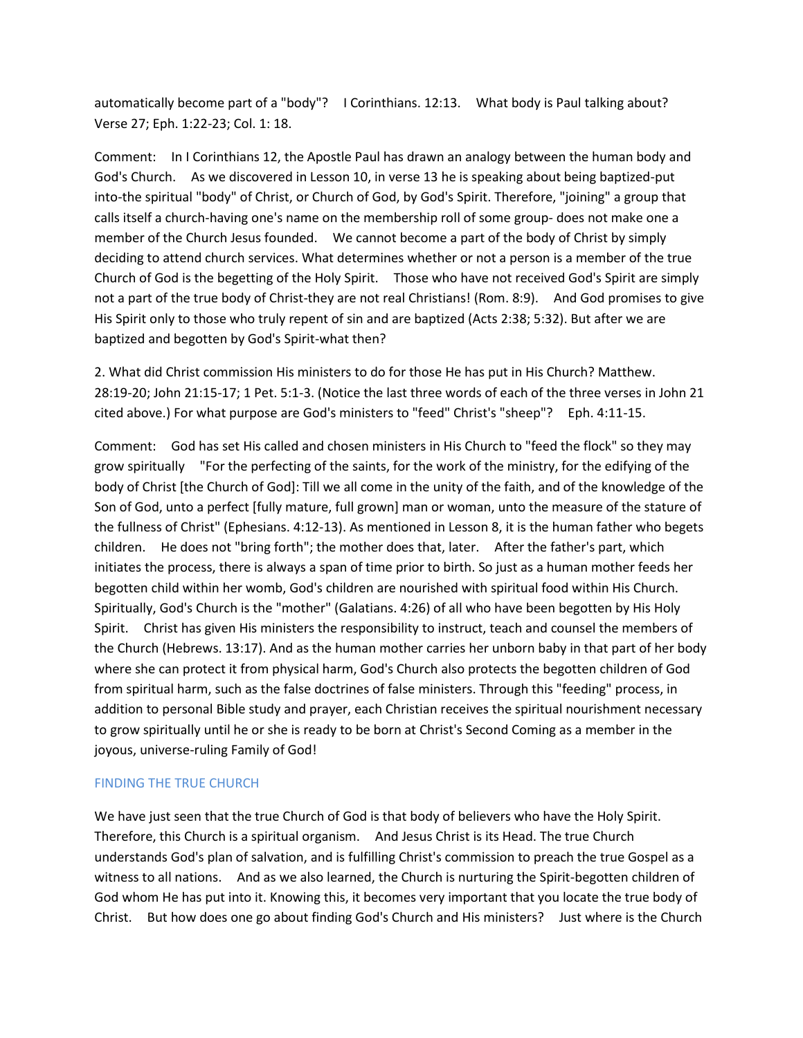automatically become part of a "body"? I Corinthians. 12:13. What body is Paul talking about? Verse 27; Eph. 1:22-23; Col. 1: 18.

Comment: In I Corinthians 12, the Apostle Paul has drawn an analogy between the human body and God's Church. As we discovered in Lesson 10, in verse 13 he is speaking about being baptized-put into-the spiritual "body" of Christ, or Church of God, by God's Spirit. Therefore, "joining" a group that calls itself a church-having one's name on the membership roll of some group- does not make one a member of the Church Jesus founded. We cannot become a part of the body of Christ by simply deciding to attend church services. What determines whether or not a person is a member of the true Church of God is the begetting of the Holy Spirit. Those who have not received God's Spirit are simply not a part of the true body of Christ-they are not real Christians! (Rom. 8:9). And God promises to give His Spirit only to those who truly repent of sin and are baptized (Acts 2:38; 5:32). But after we are baptized and begotten by God's Spirit-what then?

2. What did Christ commission His ministers to do for those He has put in His Church? Matthew. 28:19-20; John 21:15-17; 1 Pet. 5:1-3. (Notice the last three words of each of the three verses in John 21 cited above.) For what purpose are God's ministers to "feed" Christ's "sheep"? Eph. 4:11-15.

Comment: God has set His called and chosen ministers in His Church to "feed the flock" so they may grow spiritually "For the perfecting of the saints, for the work of the ministry, for the edifying of the body of Christ [the Church of God]: Till we all come in the unity of the faith, and of the knowledge of the Son of God, unto a perfect [fully mature, full grown] man or woman, unto the measure of the stature of the fullness of Christ" (Ephesians. 4:12-13). As mentioned in Lesson 8, it is the human father who begets children. He does not "bring forth"; the mother does that, later. After the father's part, which initiates the process, there is always a span of time prior to birth. So just as a human mother feeds her begotten child within her womb, God's children are nourished with spiritual food within His Church. Spiritually, God's Church is the "mother" (Galatians. 4:26) of all who have been begotten by His Holy Spirit. Christ has given His ministers the responsibility to instruct, teach and counsel the members of the Church (Hebrews. 13:17). And as the human mother carries her unborn baby in that part of her body where she can protect it from physical harm, God's Church also protects the begotten children of God from spiritual harm, such as the false doctrines of false ministers. Through this "feeding" process, in addition to personal Bible study and prayer, each Christian receives the spiritual nourishment necessary to grow spiritually until he or she is ready to be born at Christ's Second Coming as a member in the joyous, universe-ruling Family of God!

## FINDING THE TRUE CHURCH

We have just seen that the true Church of God is that body of believers who have the Holy Spirit. Therefore, this Church is a spiritual organism. And Jesus Christ is its Head. The true Church understands God's plan of salvation, and is fulfilling Christ's commission to preach the true Gospel as a witness to all nations. And as we also learned, the Church is nurturing the Spirit-begotten children of God whom He has put into it. Knowing this, it becomes very important that you locate the true body of Christ. But how does one go about finding God's Church and His ministers? Just where is the Church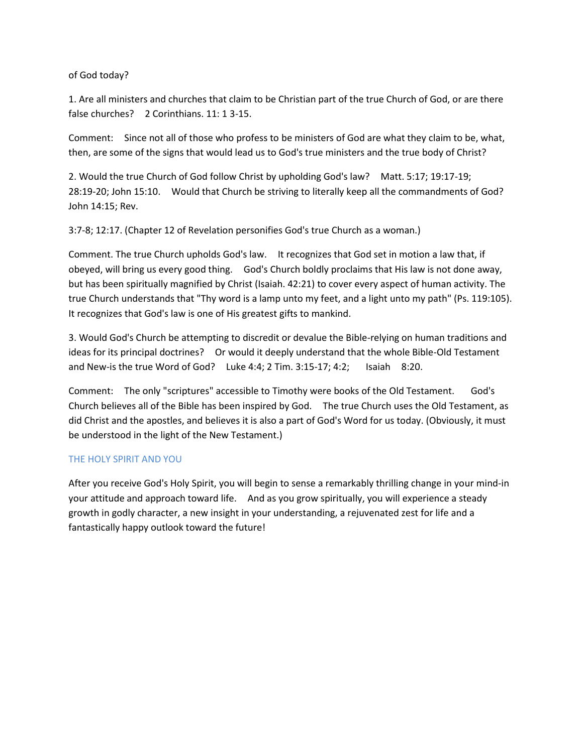of God today?

1. Are all ministers and churches that claim to be Christian part of the true Church of God, or are there false churches? 2 Corinthians. 11: 1 3-15.

Comment: Since not all of those who profess to be ministers of God are what they claim to be, what, then, are some of the signs that would lead us to God's true ministers and the true body of Christ?

2. Would the true Church of God follow Christ by upholding God's law? Matt. 5:17; 19:17-19; 28:19-20; John 15:10. Would that Church be striving to literally keep all the commandments of God? John 14:15; Rev.

3:7-8; 12:17. (Chapter 12 of Revelation personifies God's true Church as a woman.)

Comment. The true Church upholds God's law. It recognizes that God set in motion a law that, if obeyed, will bring us every good thing. God's Church boldly proclaims that His law is not done away, but has been spiritually magnified by Christ (Isaiah. 42:21) to cover every aspect of human activity. The true Church understands that "Thy word is a lamp unto my feet, and a light unto my path" (Ps. 119:105). It recognizes that God's law is one of His greatest gifts to mankind.

3. Would God's Church be attempting to discredit or devalue the Bible-relying on human traditions and ideas for its principal doctrines? Or would it deeply understand that the whole Bible-Old Testament and New-is the true Word of God? Luke 4:4; 2 Tim. 3:15-17; 4:2; Isaiah 8:20.

Comment: The only "scriptures" accessible to Timothy were books of the Old Testament. God's Church believes all of the Bible has been inspired by God. The true Church uses the Old Testament, as did Christ and the apostles, and believes it is also a part of God's Word for us today. (Obviously, it must be understood in the light of the New Testament.)

## THE HOLY SPIRIT AND YOU

After you receive God's Holy Spirit, you will begin to sense a remarkably thrilling change in your mind-in your attitude and approach toward life. And as you grow spiritually, you will experience a steady growth in godly character, a new insight in your understanding, a rejuvenated zest for life and a fantastically happy outlook toward the future!